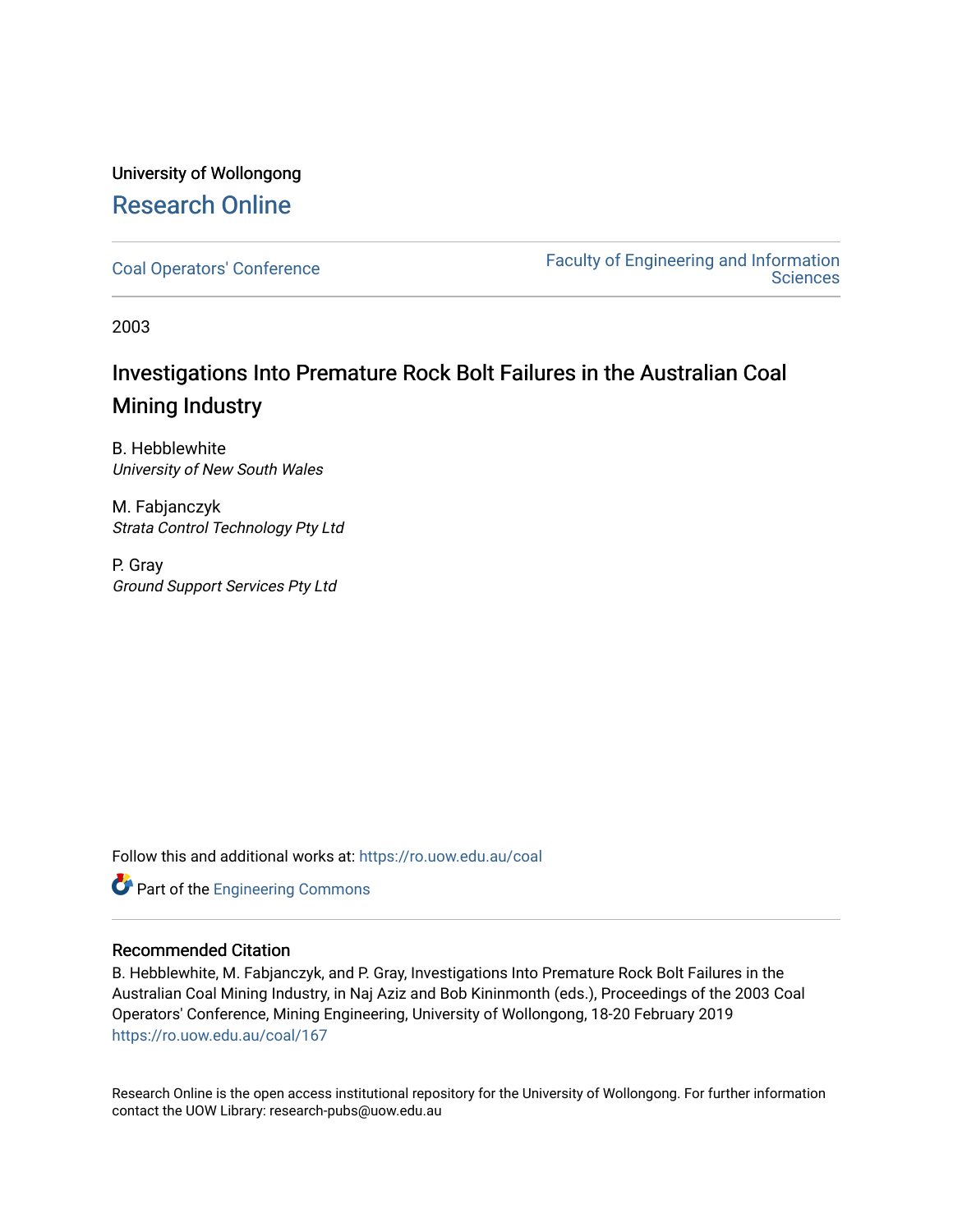University of Wollongong

# Research Online

Coal Operators' Conference

Faculty of Engineering and Information Sciences

2003

## Investigations Into Premature Rock Bolt Failures in the Australian Coal Mining Industry

B. Hebblewhite
*University of New South Wales*

M. Fabjanczyk
*Strata Control Technology Pty Ltd*

P. Gray
*Ground Support Services Pty Ltd*

Follow this and additional works at: https://ro.uow.edu.au/coal

Part of the Engineering Commons

### Recommended Citation

B. Hebblewhite, M. Fabjanczyk, and P. Gray, Investigations Into Premature Rock Bolt Failures in the Australian Coal Mining Industry, in Naj Aziz and Bob Kininmonth (eds.), Proceedings of the 2003 Coal Operators' Conference, Mining Engineering, University of Wollongong, 18-20 February 2019
https://ro.uow.edu.au/coal/167

Research Online is the open access institutional repository for the University of Wollongong. For further information contact the UOW Library: research-pubs@uow.edu.au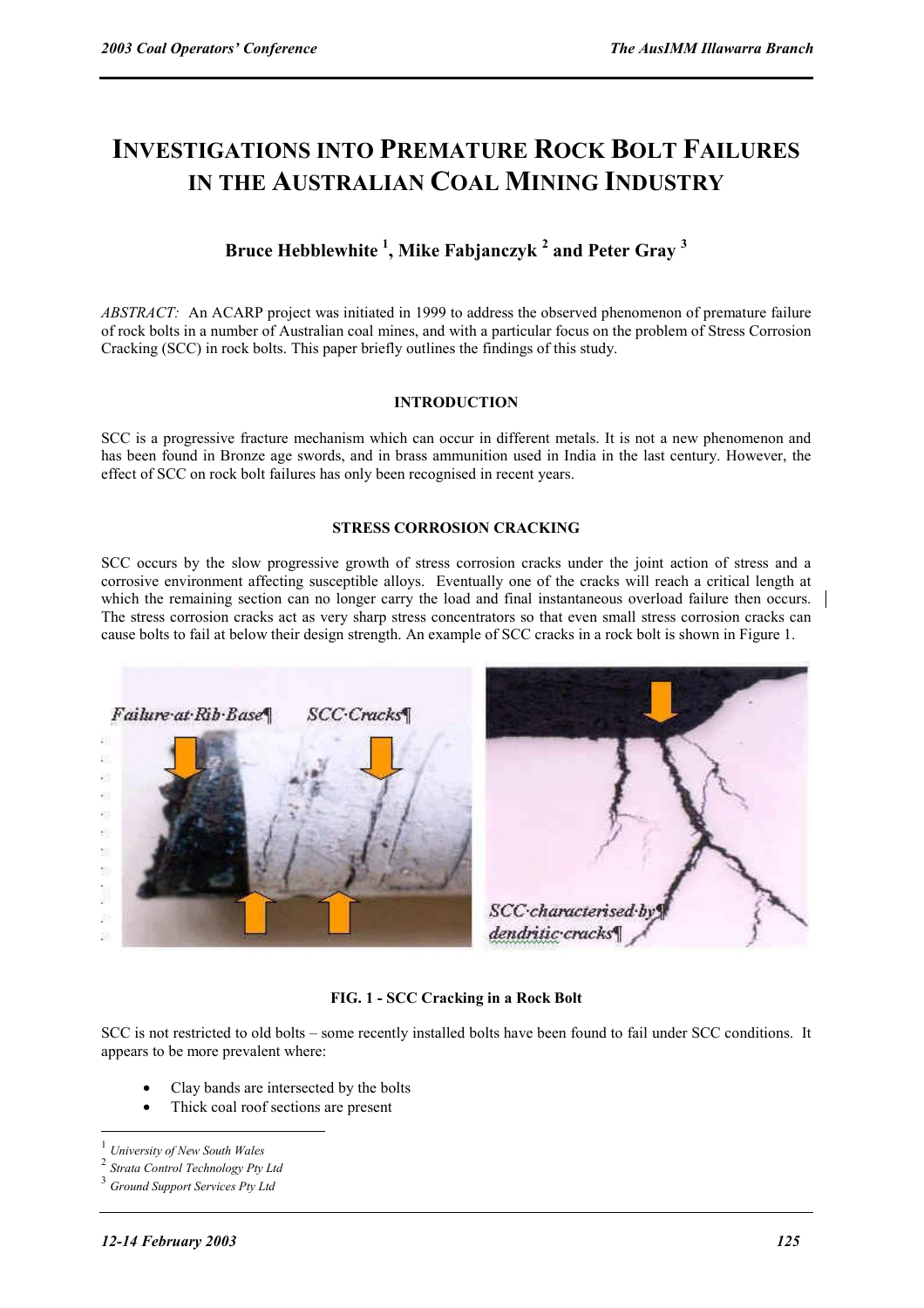# INVESTIGATIONS INTO PREMATURE ROCK BOLT FAILURES IN THE AUSTRALIAN COAL MINING INDUSTRY

**Bruce Hebblewhite [1], Mike Fabjanczyk [2] and Peter Gray [3]**

*ABSTRACT:* An ACARP project was initiated in 1999 to address the observed phenomenon of premature failure of rock bolts in a number of Australian coal mines, and with a particular focus on the problem of Stress Corrosion Cracking (SCC) in rock bolts. This paper briefly outlines the findings of this study.

## INTRODUCTION

SCC is a progressive fracture mechanism which can occur in different metals. It is not a new phenomenon and has been found in Bronze age swords, and in brass ammunition used in India in the last century. However, the effect of SCC on rock bolt failures has only been recognised in recent years.

## STRESS CORROSION CRACKING

SCC occurs by the slow progressive growth of stress corrosion cracks under the joint action of stress and a corrosive environment affecting susceptible alloys. Eventually one of the cracks will reach a critical length at which the remaining section can no longer carry the load and final instantaneous overload failure then occurs. The stress corrosion cracks act as very sharp stress concentrators so that even small stress corrosion cracks can cause bolts to fail at below their design strength. An example of SCC cracks in a rock bolt is shown in Figure 1.

**FIG. 1 - SCC Cracking in a Rock Bolt**

SCC is not restricted to old bolts – some recently installed bolts have been found to fail under SCC conditions. It appears to be more prevalent where:

- Clay bands are intersected by the bolts
- Thick coal roof sections are present

---

[1] *University of New South Wales*
[2] *Strata Control Technology Pty Ltd*
[3] *Ground Support Services Pty Ltd*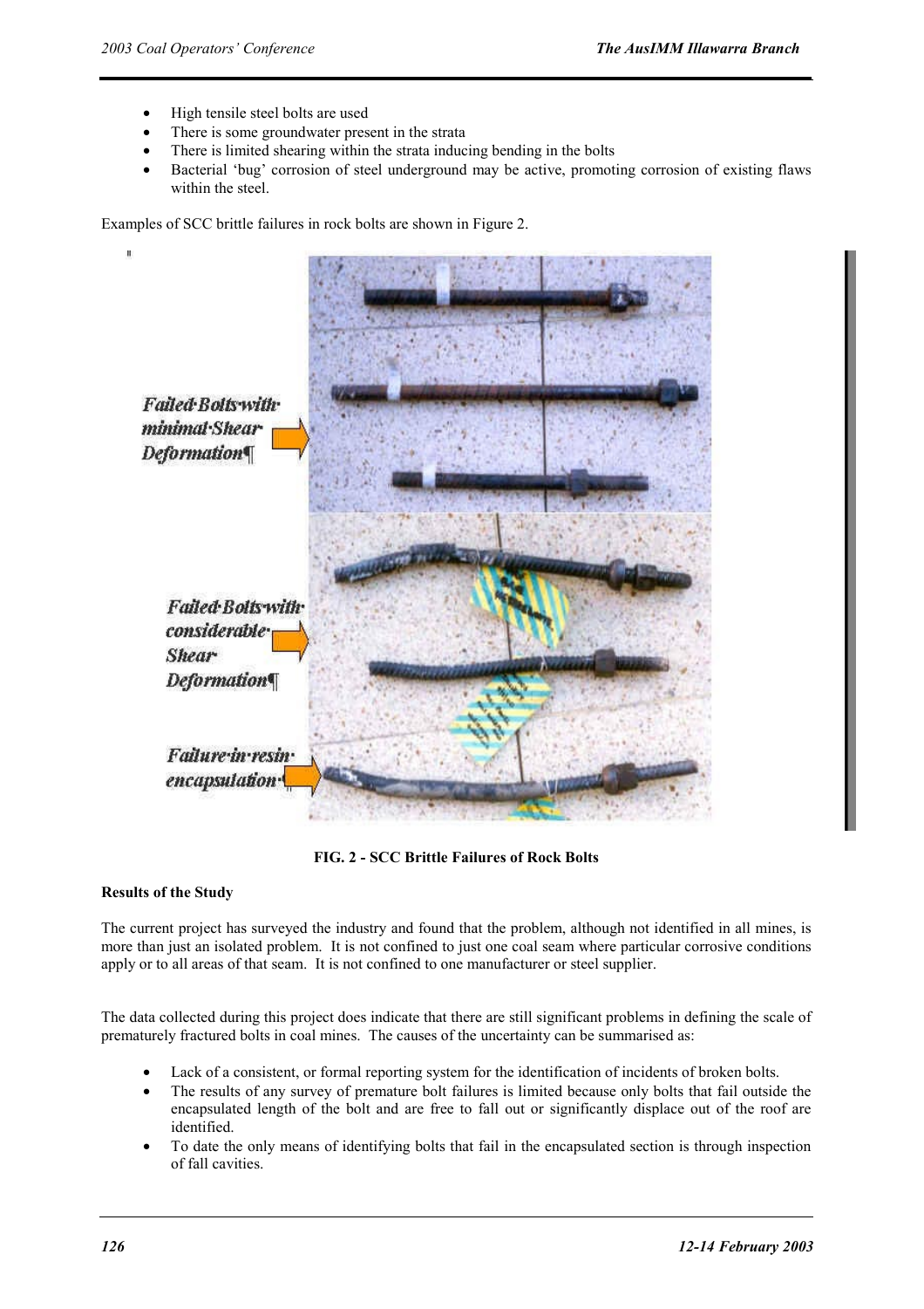- High tensile steel bolts are used
- There is some groundwater present in the strata
- There is limited shearing within the strata inducing bending in the bolts
- Bacterial 'bug' corrosion of steel underground may be active, promoting corrosion of existing flaws within the steel.

Examples of SCC brittle failures in rock bolts are shown in Figure 2.

**FIG. 2 - SCC Brittle Failures of Rock Bolts**

**Results of the Study**

The current project has surveyed the industry and found that the problem, although not identified in all mines, is more than just an isolated problem. It is not confined to just one coal seam where particular corrosive conditions apply or to all areas of that seam. It is not confined to one manufacturer or steel supplier.

The data collected during this project does indicate that there are still significant problems in defining the scale of prematurely fractured bolts in coal mines. The causes of the uncertainty can be summarised as:

- Lack of a consistent, or formal reporting system for the identification of incidents of broken bolts.
- The results of any survey of premature bolt failures is limited because only bolts that fail outside the encapsulated length of the bolt and are free to fall out or significantly displace out of the roof are identified.
- To date the only means of identifying bolts that fail in the encapsulated section is through inspection of fall cavities.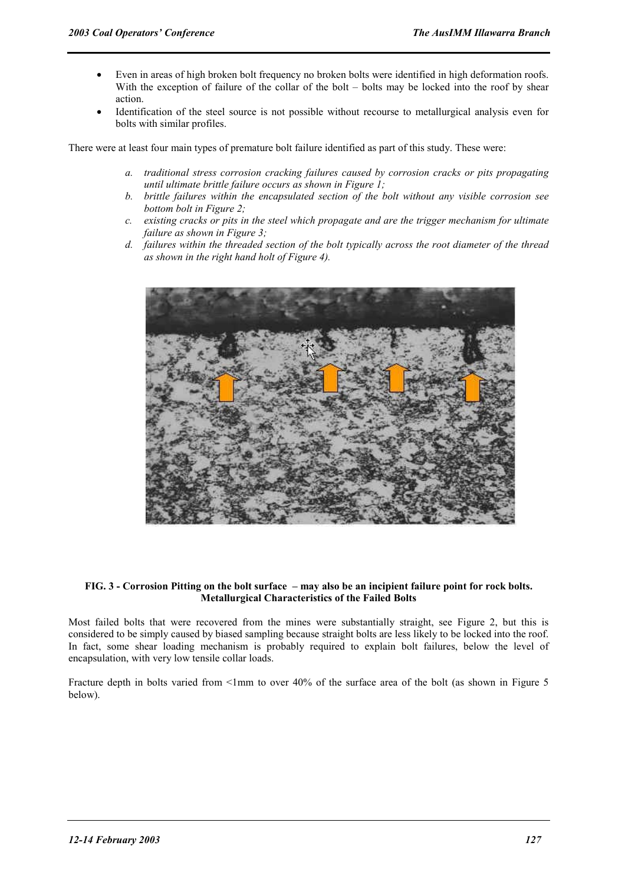- Even in areas of high broken bolt frequency no broken bolts were identified in high deformation roofs. With the exception of failure of the collar of the bolt – bolts may be locked into the roof by shear action.
- Identification of the steel source is not possible without recourse to metallurgical analysis even for bolts with similar profiles.

There were at least four main types of premature bolt failure identified as part of this study. These were:

*a. traditional stress corrosion cracking failures caused by corrosion cracks or pits propagating until ultimate brittle failure occurs as shown in Figure 1;*

*b. brittle failures within the encapsulated section of the bolt without any visible corrosion see bottom bolt in Figure 2;*

*c. existing cracks or pits in the steel which propagate and are the trigger mechanism for ultimate failure as shown in Figure 3;*

*d. failures within the threaded section of the bolt typically across the root diameter of the thread as shown in the right hand holt of Figure 4).*

**FIG. 3 - Corrosion Pitting on the bolt surface – may also be an incipient failure point for rock bolts.**

**Metallurgical Characteristics of the Failed Bolts**

Most failed bolts that were recovered from the mines were substantially straight, see Figure 2, but this is considered to be simply caused by biased sampling because straight bolts are less likely to be locked into the roof. In fact, some shear loading mechanism is probably required to explain bolt failures, below the level of encapsulation, with very low tensile collar loads.

Fracture depth in bolts varied from <1mm to over 40% of the surface area of the bolt (as shown in Figure 5 below).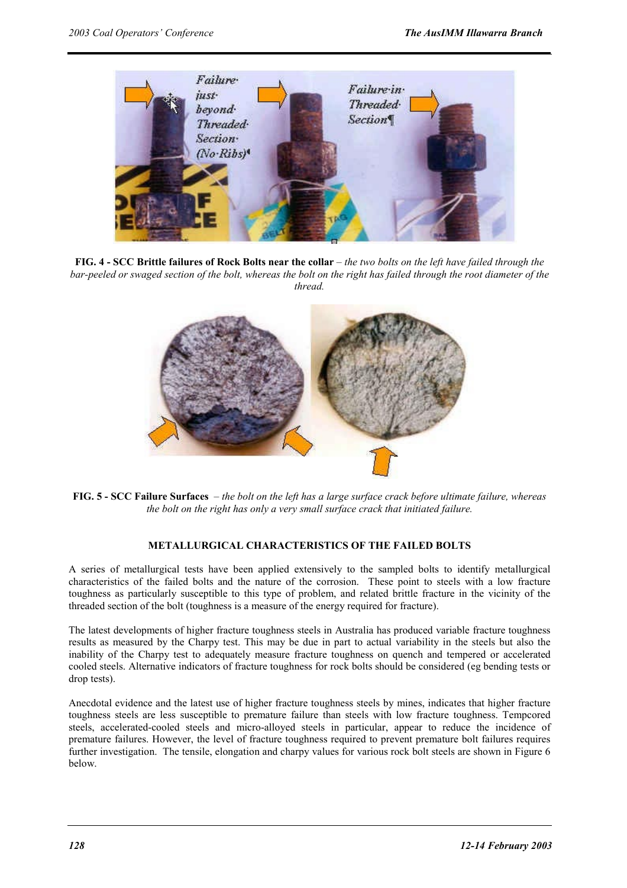**FIG. 4 - SCC Brittle failures of Rock Bolts near the collar** – *the two bolts on the left have failed through the bar-peeled or swaged section of the bolt, whereas the bolt on the right has failed through the root diameter of the thread.*

**FIG. 5 - SCC Failure Surfaces** – *the bolt on the left has a large surface crack before ultimate failure, whereas the bolt on the right has only a very small surface crack that initiated failure.*

## METALLURGICAL CHARACTERISTICS OF THE FAILED BOLTS

A series of metallurgical tests have been applied extensively to the sampled bolts to identify metallurgical characteristics of the failed bolts and the nature of the corrosion. These point to steels with a low toughness as particularly susceptible to this type of problem, and related brittle fracture in the vicinity of the threaded section of the bolt (toughness is a measure of the energy required for fracture).

The latest developments of higher fracture toughness steels in Australia has produced variable fracture toughness results as measured by the Charpy test. This may be due in part to actual variability in the steels but also the inability of the Charpy test to adequately measure fracture toughness on quench and tempered or accelerated cooled steels. Alternative indicators of fracture toughness for rock bolts should be considered (eg bending tests or drop tests).

Anecdotal evidence and the latest use of higher fracture toughness steels by mines, indicates that higher fracture toughness steels are less susceptible to premature failure than steels with low fracture toughness. Tempcored steels, accelerated-cooled steels and micro-alloyed steels in particular, appear to reduce the incidence of premature failures. However, the level of fracture toughness required to prevent premature bolt failures requires further investigation. The tensile, elongation and charpy values for various rock bolt steels are shown in Figure 6 below.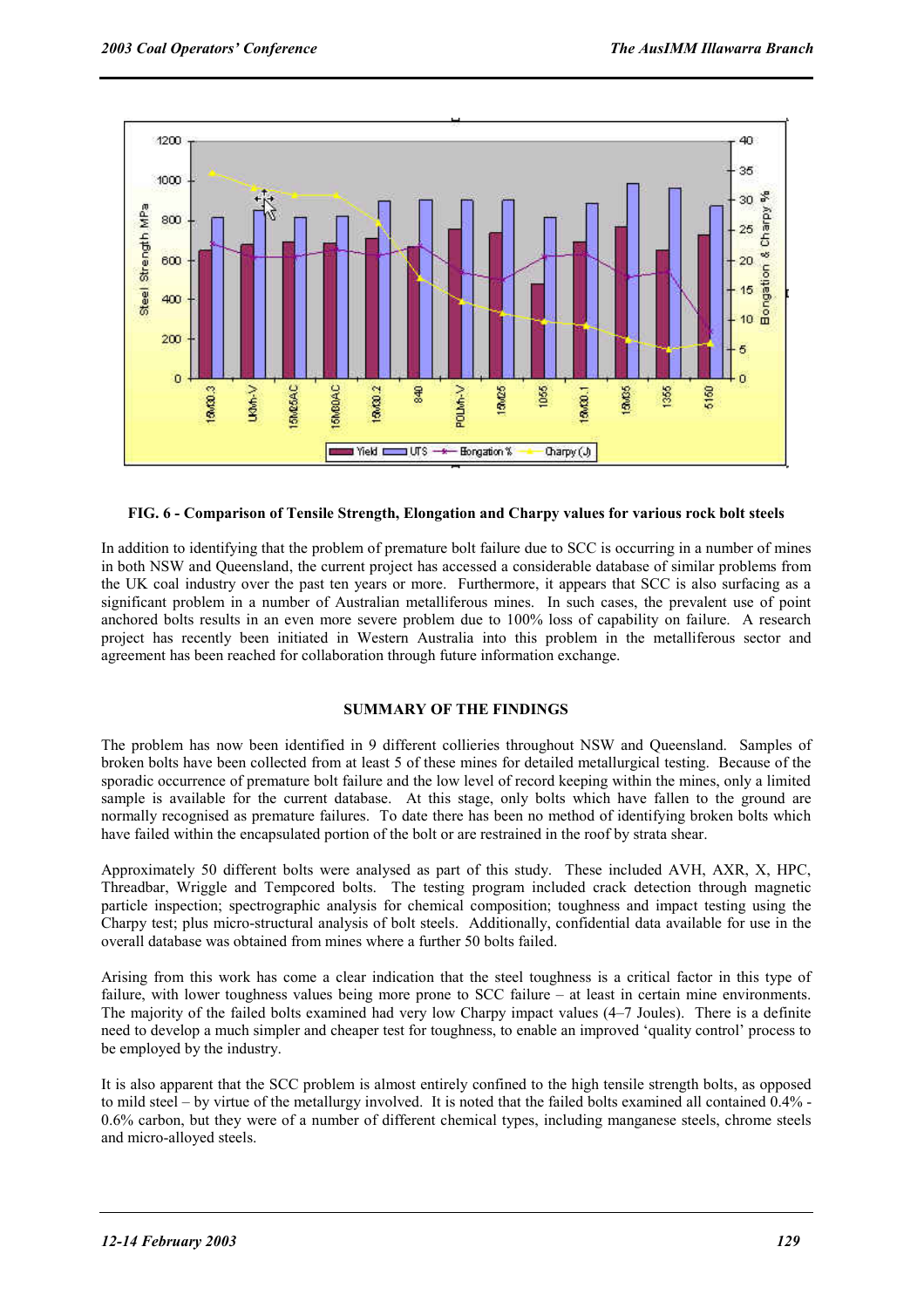**FIG. 6 - Comparison of Tensile Strength, Elongation and Charpy values for various rock bolt steels**

In addition to identifying that the problem of premature bolt failure due to SCC is occurring in a number of mines in both NSW and Queensland, the current project has accessed a considerable database of similar problems from the UK coal industry over the past ten years or more. Furthermore, it appears that SCC is also surfacing as a significant problem in a number of Australian metalliferous mines. In such cases, the prevalent use of point anchored bolts results in an even more severe problem due to 100% loss of capability on failure. A research project has recently been initiated in Western Australia into this problem in the metalliferous sector and agreement has been reached for collaboration through future information exchange.

## SUMMARY OF THE FINDINGS

The problem has now been identified in 9 different collieries throughout NSW and Queensland. Samples of broken bolts have been collected from at least 5 of these mines for detailed metallurgical testing. Because of the sporadic occurrence of premature bolt failure and the low level of record keeping within the mines, only a limited sample is available for the current database. At this stage, only bolts which have fallen to the ground are normally recognised as premature failures. To date there has been no method of identifying broken bolts which have failed within the encapsulated portion of the bolt or are restrained in the roof by strata shear.

Approximately 50 different bolts were analysed as part of this study. These included AVH, AXR, X, HPC, Threadbar, Wriggle and Tempcored bolts. The testing program included crack detection through magnetic particle inspection; spectrographic analysis for chemical composition; toughness and impact testing using the Charpy test; plus micro-structural analysis of bolt steels. Additionally, confidential data available for use in the overall database was obtained from mines where a further 50 bolts failed.

Arising from this work has come a clear indication that the steel toughness is a critical factor in this type of failure, with lower toughness values being more prone to SCC failure – at least in certain mine environments. The majority of the failed bolts examined had very low Charpy impact values (4–7 Joules). There is a definite need to develop a much simpler and cheaper test for toughness, to enable an improved 'quality control' process to be employed by the industry.

It is also apparent that the SCC problem is almost entirely confined to the high tensile strength bolts, as opposed to mild steel – by virtue of the metallurgy involved. It is noted that the failed bolts examined all contained 0.4% - 0.6% carbon, but they were of a number of different chemical types, including manganese steels, chrome steels and micro-alloyed steels.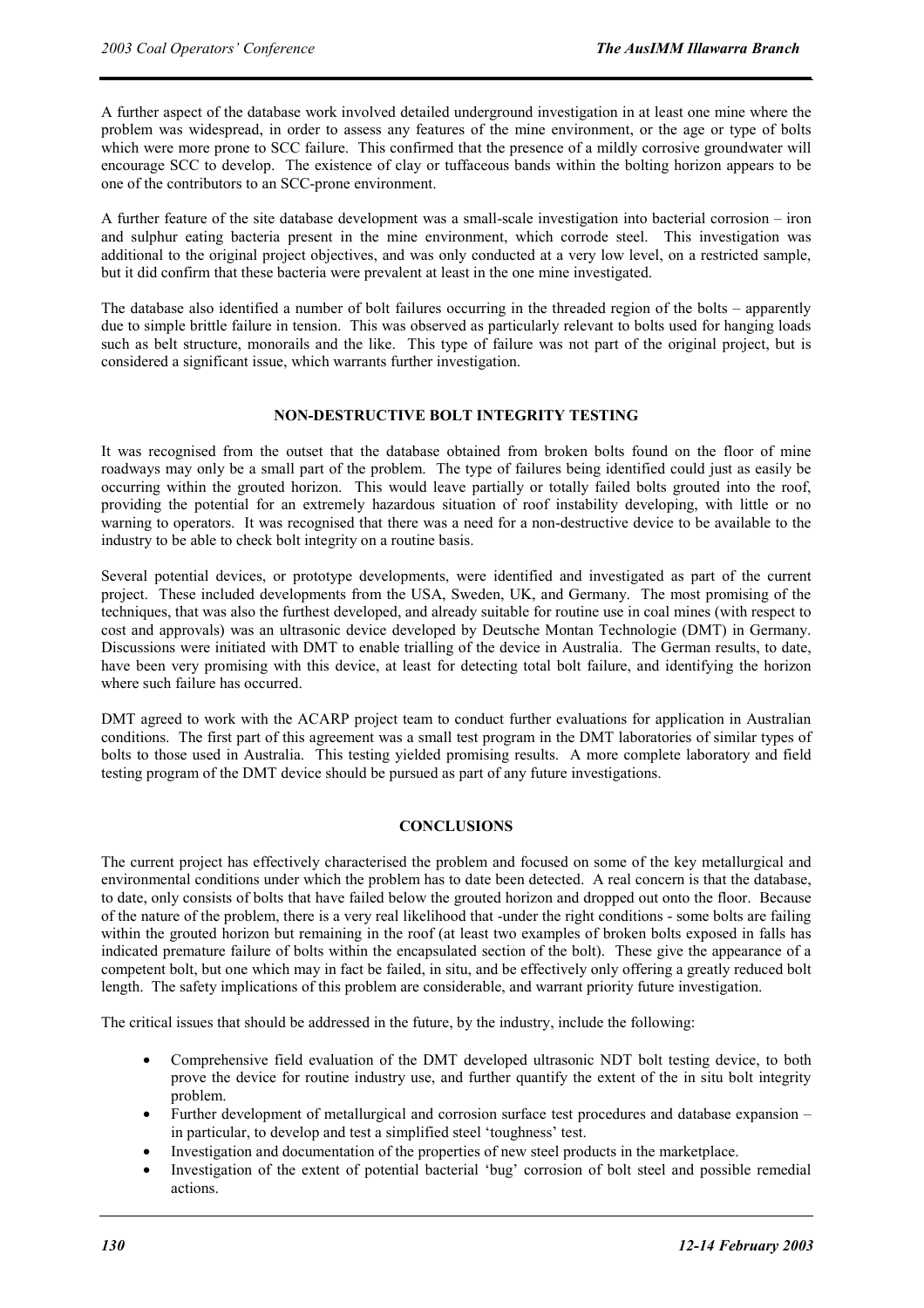A further aspect of the database work involved detailed underground investigation in at least one mine where the problem was widespread, in order to assess any features of the mine environment, or the age or type of bolts which were more prone to SCC failure. This confirmed that the presence of a mildly corrosive groundwater will encourage SCC to develop. The existence of clay or tuffaceous bands within the bolting horizon appears to be one of the contributors to an SCC-prone environment.

A further feature of the site database development was a small-scale investigation into bacterial corrosion – iron and sulphur eating bacteria present in the mine environment, which corrode steel. This investigation was additional to the original project objectives, and was only conducted at a very low level, on a restricted sample, but it did confirm that these bacteria were prevalent at least in the one mine investigated.

The database also identified a number of bolt failures occurring in the threaded region of the bolts – apparently due to simple brittle failure in tension. This was observed as particularly relevant to bolts used for hanging loads such as belt structure, monorails and the like. This type of failure was not part of the original project, but is considered a significant issue, which warrants further investigation.

## NON-DESTRUCTIVE BOLT INTEGRITY TESTING

It was recognised from the outset that the database obtained from broken bolts found on the floor of mine roadways may only be a small part of the problem. The type of failures being identified could just as easily be occurring within the grouted horizon. This would leave partially or totally failed bolts grouted into the roof, providing the potential for an extremely hazardous situation of roof instability developing, with little or no warning to operators. It was recognised that there was a need for a non-destructive device to be available to the industry to be able to check bolt integrity on a routine basis.

Several potential devices, or prototype developments, were identified and investigated as part of the current project. These included developments from the USA, Sweden, UK, and Germany. The most promising of the techniques, that was also the furthest developed, and already suitable for routine use in coal mines (with respect to cost and approvals) was an ultrasonic device developed by Deutsche Montan Technologie (DMT) in Germany. Discussions were initiated with DMT to enable trialling of the device in Australia. The German results, to date, have been very promising with this device, at least for detecting total bolt failure, and identifying the horizon where such failure has occurred.

DMT agreed to work with the ACARP project team to conduct further evaluations for application in Australian conditions. The first part of this agreement was a small test program in the DMT laboratories of similar types of bolts to those used in Australia. This testing yielded promising results. A more complete laboratory and field testing program of the DMT device should be pursued as part of any future investigations.

## CONCLUSIONS

The current project has effectively characterised the problem and focused on some of the key metallurgical and environmental conditions under which the problem has to date been detected. A real concern is that the database, to date, only consists of bolts that have failed below the grouted horizon and dropped out onto the floor. Because of the nature of the problem, there is a very real likelihood that -under the right conditions - some bolts are failing within the grouted horizon but remaining in the roof (at least two examples of broken bolts exposed in falls has indicated premature failure of bolts within the encapsulated section of the bolt). These give the appearance of a competent bolt, but one which may in fact be failed, in situ, and be effectively only offering a greatly reduced bolt length. The safety implications of this problem are considerable, and warrant priority future investigation.

The critical issues that should be addressed in the future, by the industry, include the following:

- Comprehensive field evaluation of the DMT developed ultrasonic NDT bolt testing device, to both prove the device for routine industry use, and further quantify the extent of the in situ bolt integrity problem.
- Further development of metallurgical and corrosion surface test procedures and database expansion – in particular, to develop and test a simplified steel 'toughness' test.
- Investigation and documentation of the properties of new steel products in the marketplace.
- Investigation of the extent of potential bacterial 'bug' corrosion of bolt steel and possible remedial actions.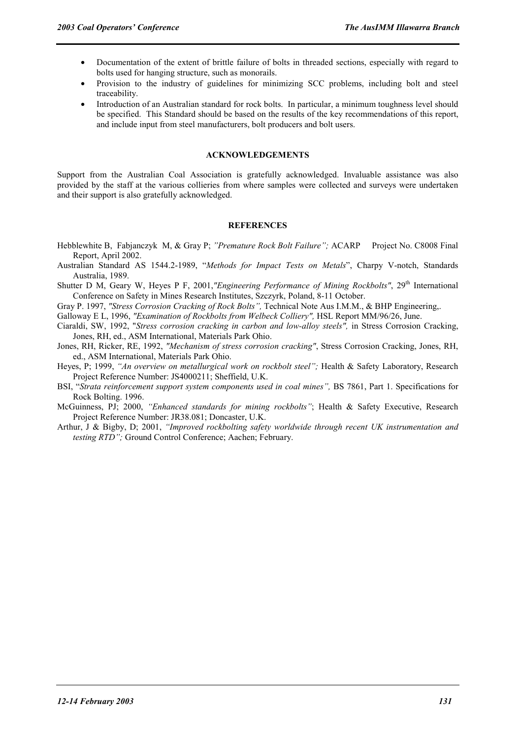- Documentation of the extent of brittle failure of bolts in threaded sections, especially with regard to bolts used for hanging structure, such as monorails.
- Provision to the industry of guidelines for minimizing SCC problems, including bolt and steel traceability.
- Introduction of an Australian standard for rock bolts. In particular, a minimum toughness level should be specified. This Standard should be based on the results of the key recommendations of this report, and include input from steel manufacturers, bolt producers and bolt users.

## ACKNOWLEDGEMENTS

Support from the Australian Coal Association is gratefully acknowledged. Invaluable assistance was also provided by the staff at the various collieries from where samples were collected and surveys were undertaken and their support is also gratefully acknowledged.

## REFERENCES

Hebblewhite B, Fabjanczyk M, & Gray P; *"Premature Rock Bolt Failure";* ACARP Project No. C8008 Final Report, April 2002.

Australian Standard AS 1544.2-1989, "*Methods for Impact Tests on Metals*", Charpy V-notch, Standards Australia, 1989.

Shutter D M, Geary W, Heyes P F, 2001,*"Engineering Performance of Mining Rockbolts"*, 29th International Conference on Safety in Mines Research Institutes, Szczyrk, Poland, 8-11 October.

Gray P. 1997, *"Stress Corrosion Cracking of Rock Bolts",* Technical Note Aus I.M.M., & BHP Engineering,.

Galloway E L, 1996, *"Examination of Rockbolts from Welbeck Colliery",* HSL Report MM/96/26, June.

Ciaraldi, SW, 1992, "*Stress corrosion cracking in carbon and low-alloy steels",* in Stress Corrosion Cracking, Jones, RH, ed., ASM International, Materials Park Ohio.

Jones, RH, Ricker, RE, 1992, *"Mechanism of stress corrosion cracking"*, Stress Corrosion Cracking, Jones, RH, ed., ASM International, Materials Park Ohio.

Heyes, P; 1999, *"An overview on metallurgical work on rockbolt steel";* Health & Safety Laboratory, Research Project Reference Number: JS4000211; Sheffield, U.K.

BSI, "*Strata reinforcement support system components used in coal mines",* BS 7861, Part 1. Specifications for Rock Bolting. 1996.

McGuinness, PJ; 2000, *"Enhanced standards for mining rockbolts"*; Health & Safety Executive, Research Project Reference Number: JR38.081; Doncaster, U.K.

Arthur, J & Bigby, D; 2001, *"Improved rockbolting safety worldwide through recent UK instrumentation and testing RTD";* Ground Control Conference; Aachen; February.